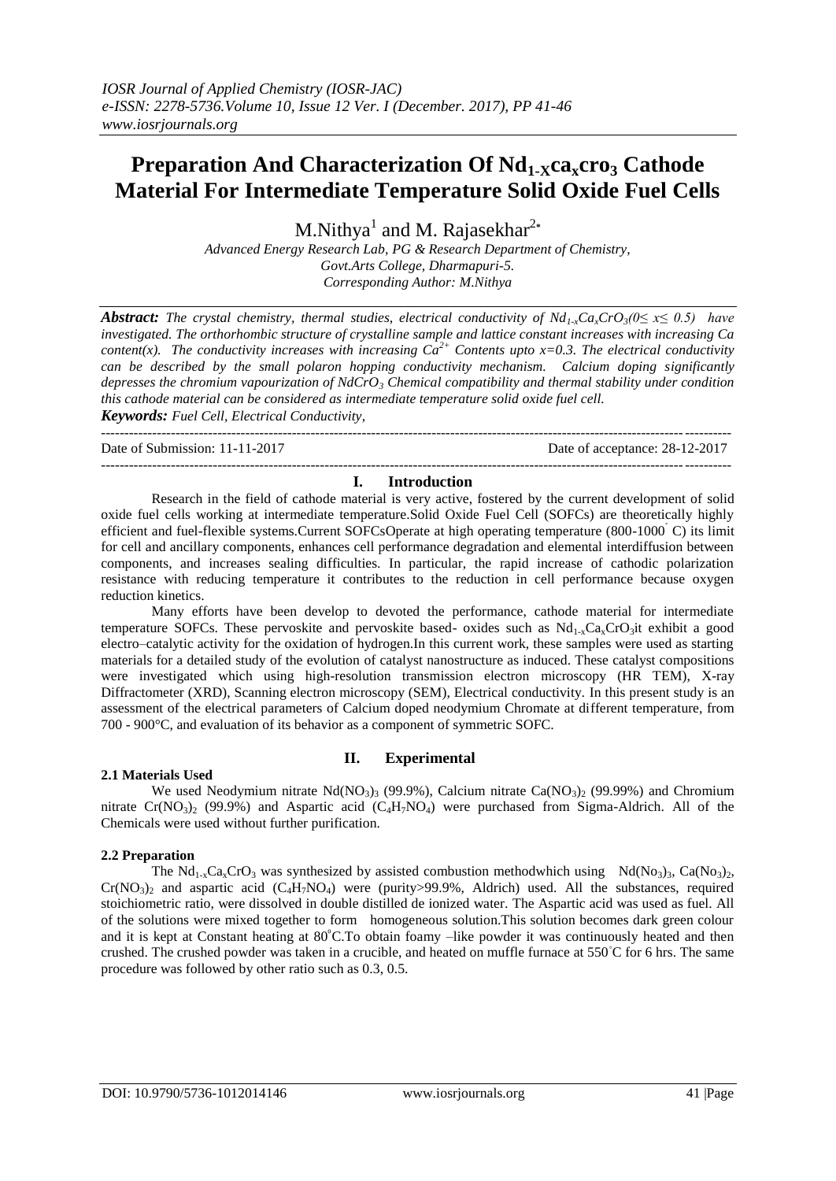# Preparation And Characterization Of $Nd_{1-X}ca_xcro_3$ Cathode Material For Intermediate Temperature Solid Oxide Fuel Cells

M.Nithya[1] and M. Rajasekhar[2*]

*Advanced Energy Research Lab, PG & Research Department of Chemistry, Govt.Arts College, Dharmapuri-5.*
*Corresponding Author: M.Nithya*

***Abstract:*** *The crystal chemistry, thermal studies, electrical conductivity of $Nd_{1-x}Ca_xCrO_3(0\leq x\leq 0.5)$ have investigated. The orthorhombic structure of crystalline sample and lattice constant increases with increasing Ca content(x). The conductivity increases with increasing $Ca^{2+}$ Contents upto x=0.3. The electrical conductivity can be described by the small polaron hopping conductivity mechanism. Calcium doping significantly depresses the chromium vapourization of $NdCrO_3$ Chemical compatibility and thermal stability under condition this cathode material can be considered as intermediate temperature solid oxide fuel cell.*

***Keywords:*** *Fuel Cell, Electrical Conductivity,*

Date of Submission: 11-11-2017 Date of acceptance: 28-12-2017

## I. Introduction

Research in the field of cathode material is very active, fostered by the current development of solid oxide fuel cells working at intermediate temperature.Solid Oxide Fuel Cell (SOFCs) are theoretically highly efficient and fuel-flexible systems.Current SOFCsOperate at high operating temperature (800-1000° C) its limit for cell and ancillary components, enhances cell performance degradation and elemental interdiffusion between components, and increases sealing difficulties. In particular, the rapid increase of cathodic polarization resistance with reducing temperature it contributes to the reduction in cell performance because oxygen reduction kinetics.

Many efforts have been develop to devoted the performance, cathode material for intermediate temperature SOFCs. These pervoskite and pervoskite based- oxides such as $Nd_{1-x}Ca_xCrO_3$it exhibit a good electro–catalytic activity for the oxidation of hydrogen.In this current work, these samples were used as starting materials for a detailed study of the evolution of catalyst nanostructure as induced. These catalyst compositions were investigated which using high-resolution transmission electron microscopy (HR TEM), X-ray Diffractometer (XRD), Scanning electron microscopy (SEM), Electrical conductivity. In this present study is an assessment of the electrical parameters of Calcium doped neodymium Chromate at different temperature, from 700 - 900°C, and evaluation of its behavior as a component of symmetric SOFC.

## II. Experimental

### 2.1 Materials Used

We used Neodymium nitrate $Nd(NO_3)_3$ (99.9%), Calcium nitrate $Ca(NO_3)_2$ (99.99%) and Chromium nitrate $Cr(NO_3)_2$ (99.9%) and Aspartic acid ($C_4H_7NO_4$) were purchased from Sigma-Aldrich. All of the Chemicals were used without further purification.

### 2.2 Preparation

The $Nd_{1-x}Ca_xCrO_3$ was synthesized by assisted combustion methodwhich using $Nd(No_3)_3$, $Ca(No_3)_2$, $Cr(NO_3)_2$ and aspartic acid ($C_4H_7NO_4$) were (purity>99.9%, Aldrich) used. All the substances, required stoichiometric ratio, were dissolved in double distilled de ionized water. The Aspartic acid was used as fuel. All of the solutions were mixed together to form homogeneous solution.This solution becomes dark green colour and it is kept at Constant heating at 80°C.To obtain foamy –like powder it was continuously heated and then crushed. The crushed powder was taken in a crucible, and heated on muffle furnace at 550°C for 6 hrs. The same procedure was followed by other ratio such as 0.3, 0.5.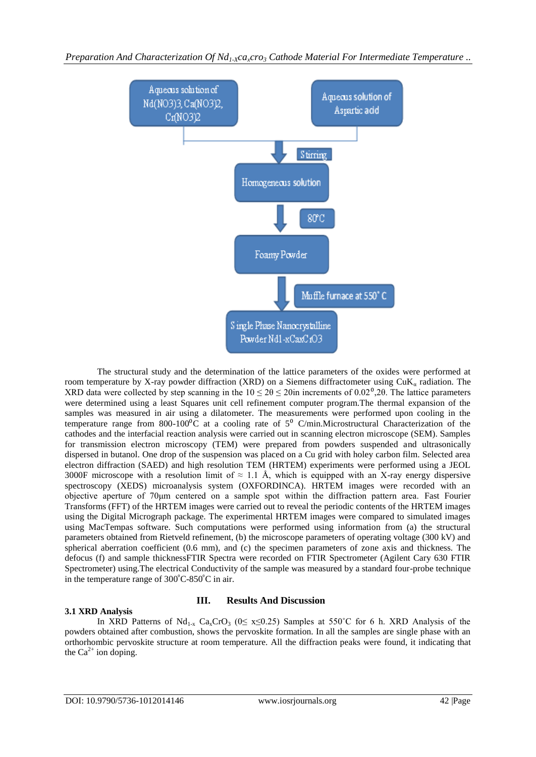The structural study and the determination of the lattice parameters of the oxides were performed at room temperature by X-ray powder diffraction (XRD) on a Siemens diffractometer using CuK$_{\alpha}$ radiation. The XRD data were collected by step scanning in the $10 \leq 2\theta \leq 20$in increments of $0.02^{0}$,2θ. The lattice parameters were determined using a least Squares unit cell refinement computer program.The thermal expansion of the samples was measured in air using a dilatometer. The measurements were performed upon cooling in the temperature range from 800-100$^{0}$C at a cooling rate of 5$^{0}$ C/min.Microstructural Characterization of the cathodes and the interfacial reaction analysis were carried out in scanning electron microscope (SEM). Samples for transmission electron microscopy (TEM) were prepared from powders suspended and ultrasonically dispersed in butanol. One drop of the suspension was placed on a Cu grid with holey carbon film. Selected area electron diffraction (SAED) and high resolution TEM (HRTEM) experiments were performed using a JEOL 3000F microscope with a resolution limit of ≈ 1.1 Å, which is equipped with an X-ray energy dispersive spectroscopy (XEDS) microanalysis system (OXFORDINCA). HRTEM images were recorded with an objective aperture of 70μm centered on a sample spot within the diffraction pattern area. Fast Fourier Transforms (FFT) of the HRTEM images were carried out to reveal the periodic contents of the HRTEM images using the Digital Micrograph package. The experimental HRTEM images were compared to simulated images using MacTempas software. Such computations were performed using information from (a) the structural parameters obtained from Rietveld refinement, (b) the microscope parameters of operating voltage (300 kV) and spherical aberration coefficient (0.6 mm), and (c) the specimen parameters of zone axis and thickness. The defocus (f) and sample thicknessFTIR Spectra were recorded on FTIR Spectrometer (Agilent Cary 630 FTIR Spectrometer) using.The electrical Conductivity of the sample was measured by a standard four-probe technique in the temperature range of 300$^{\circ}$C-850$^{\circ}$C in air.

## III. Results And Discussion

### 3.1 XRD Analysis

In XRD Patterns of $Nd_{1-x}$ $Ca_xCrO_3$ ($0 \leq x \leq 0.25$) Samples at 550$^{\circ}$C for 6 h. XRD Analysis of the powders obtained after combustion, shows the pervoskite formation. In all the samples are single phase with an orthorhombic pervoskite structure at room temperature. All the diffraction peaks were found, it indicating that the $Ca^{2+}$ ion doping.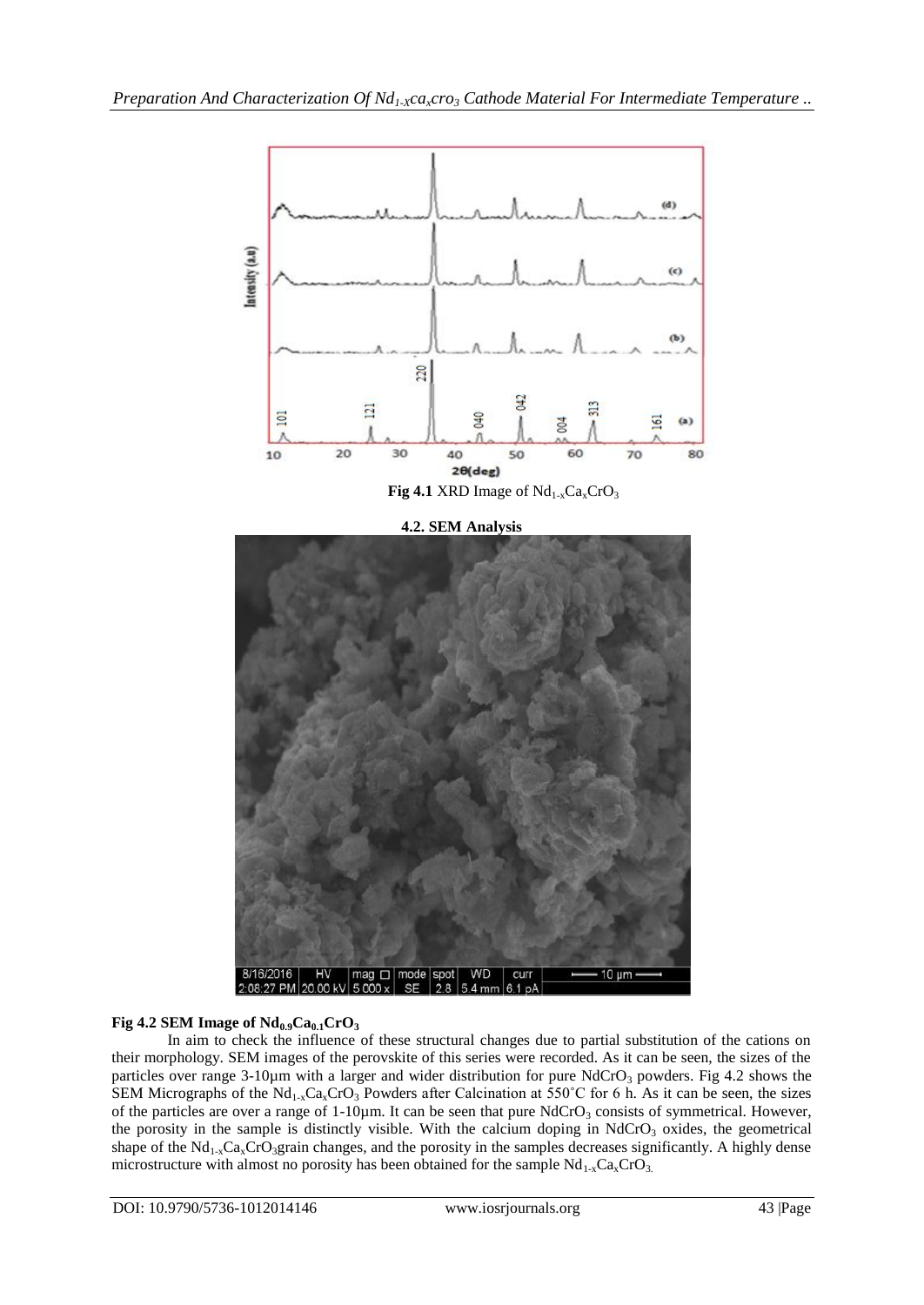**Fig 4.1** XRD Image of $Nd_{1-x}Ca_xCrO_3$

### 4.2. SEM Analysis

**Fig 4.2 SEM Image of $Nd_{0.9}Ca_{0.1}CrO_3$**

In aim to check the influence of these structural changes due to partial substitution of the cations on their morphology. SEM images of the perovskite of this series were recorded. As it can be seen, the sizes of the particles over range 3-10µm with a larger and wider distribution for pure $NdCrO_3$ powders. Fig 4.2 shows the SEM Micrographs of the $Nd_{1-x}Ca_xCrO_3$ Powders after Calcination at 550˚C for 6 h. As it can be seen, the sizes of the particles are over a range of 1-10µm. It can be seen that pure $NdCrO_3$ consists of symmetrical. However, the porosity in the sample is distinctly visible. With the calcium doping in $NdCrO_3$ oxides, the geometrical shape of the $Nd_{1-x}Ca_xCrO_3$grain changes, and the porosity in the samples decreases significantly. A highly dense microstructure with almost no porosity has been obtained for the sample $Nd_{1-x}Ca_xCrO_3$.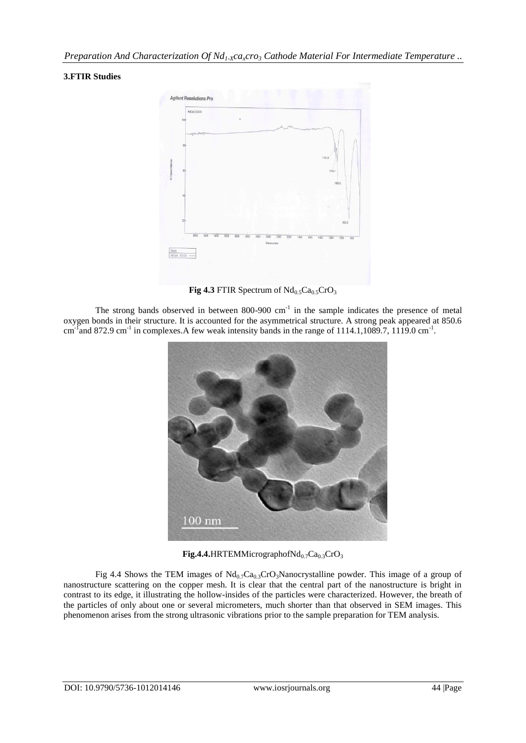### 3.FTIR Studies

**Fig 4.3** FTIR Spectrum of $Nd_{0.5}Ca_{0.5}CrO_3$

The strong bands observed in between 800-900 $cm^{-1}$ in the sample indicates the presence of metal oxygen bonds in their structure. It is accounted for the asymmetrical structure. A strong peak appeared at 850.6 $cm^{-1}$and 872.9 $cm^{-1}$ in complexes.A few weak intensity bands in the range of 1114.1,1089.7, 1119.0 $cm^{-1}$.

**Fig.4.4.**HRTEMMicrographofNd$_{0.7}$Ca$_{0.3}$CrO$_3$

Fig 4.4 Shows the TEM images of $Nd_{0.7}Ca_{0.3}CrO_3$Nanocrystalline powder. This image of a group of nanostructure scattering on the copper mesh. It is clear that the central part of the nanostructure is bright in contrast to its edge, it illustrating the hollow-insides of the particles were characterized. However, the breath of the particles of only about one or several micrometers, much shorter than that observed in SEM images. This phenomenon arises from the strong ultrasonic vibrations prior to the sample preparation for TEM analysis.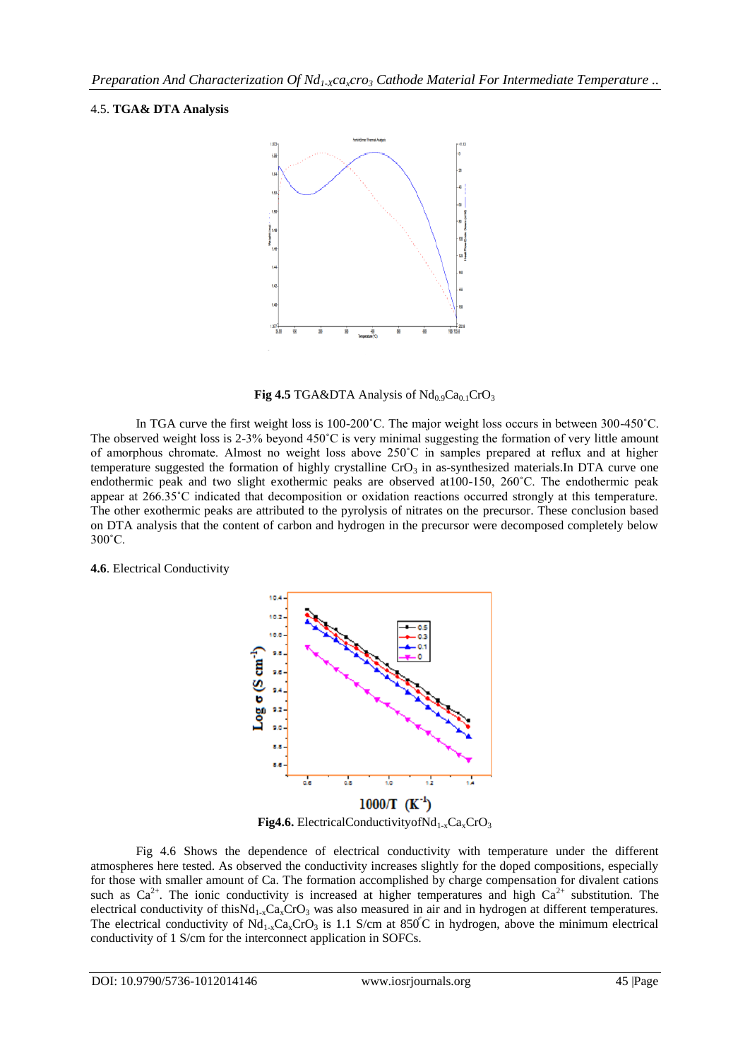4.5. **TGA& DTA Analysis**

**Fig 4.5** TGA&DTA Analysis of $Nd_{0.9}Ca_{0.1}CrO_3$

In TGA curve the first weight loss is 100-200˚C. The major weight loss occurs in between 300-450˚C. The observed weight loss is 2-3% beyond 450˚C is very minimal suggesting the formation of very little amount of amorphous chromate. Almost no weight loss above 250˚C in samples prepared at reflux and at higher temperature suggested the formation of highly crystalline $CrO_3$ in as-synthesized materials.In DTA curve one endothermic peak and two slight exothermic peaks are observed at100-150, 260˚C. The endothermic peak appear at 266.35˚C indicated that decomposition or oxidation reactions occurred strongly at this temperature. The other exothermic peaks are attributed to the pyrolysis of nitrates on the precursor. These conclusion based on DTA analysis that the content of carbon and hydrogen in the precursor were decomposed completely below 300˚C.

**4.6**. Electrical Conductivity

**Fig4.6.** ElectricalConductivityofNd$_{1-x}$Ca$_x$CrO$_3$

Fig 4.6 Shows the dependence of electrical conductivity with temperature under the different atmospheres here tested. As observed the conductivity increases slightly for the doped compositions, especially for those with smaller amount of Ca. The formation accomplished by charge compensation for divalent cations such as $Ca^{2+}$. The ionic conductivity is increased at higher temperatures and high $Ca^{2+}$ substitution. The electrical conductivity of thisNd$_{1-x}$Ca$_x$CrO$_3$ was also measured in air and in hydrogen at different temperatures. The electrical conductivity of $Nd_{1-x}Ca_xCrO_3$ is 1.1 S/cm at 850˚C in hydrogen, above the minimum electrical conductivity of 1 S/cm for the interconnect application in SOFCs.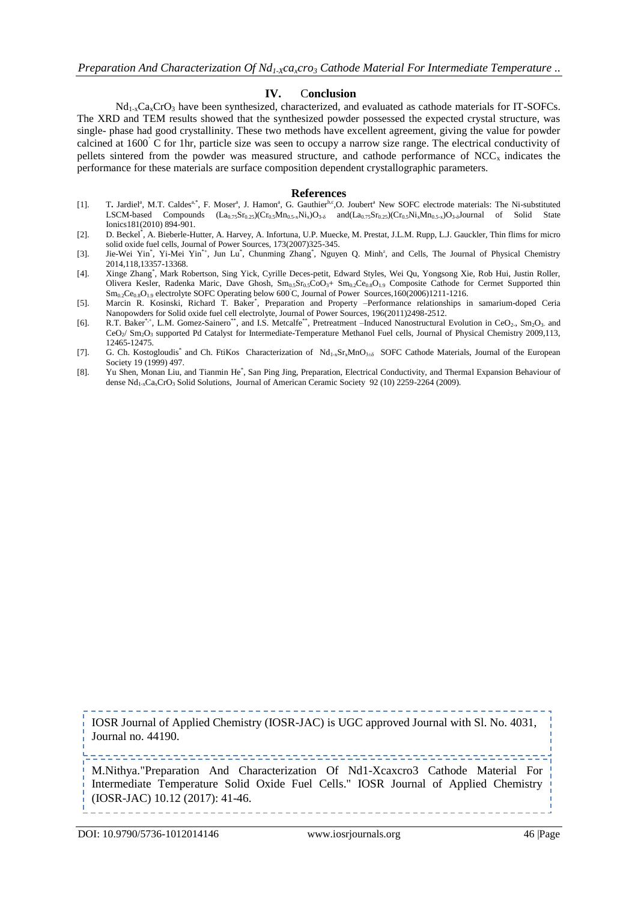## IV. Conclusion

$Nd_{1-x}Ca_xCrO_3$ have been synthesized, characterized, and evaluated as cathode materials for IT-SOFCs. The XRD and TEM results showed that the synthesized powder possessed the expected crystal structure, was single- phase had good crystallinity. These two methods have excellent agreement, giving the value for powder calcined at 1600° C for 1hr, particle size was seen to occupy a narrow size range. The electrical conductivity of pellets sintered from the powder was measured structure, and cathode performance of $NCC_x$ indicates the performance for these materials are surface composition dependent crystallographic parameters.

## References

[1]. T. Jardiel[a], M.T. Caldes[a,*], F. Moser[a], J. Hamon[a], G. Gauthier[b,c], O. Joubert[a] New SOFC electrode materials: The Ni-substituted LSCM-based Compounds $(La_{0.75}Sr_{0.25})(Cr_{0.5}Mn_{0.5-x}Ni_x)O_{3-\delta}$ and $(La_{0.75}Sr_{0.25})(Cr_{0.5}Ni_xMn_{0.5-x})O_{3-\delta}$ Journal of Solid State Ionics181(2010) 894-901.

[2]. D. Beckel[*], A. Bieberle-Hutter, A. Harvey, A. Infortuna, U.P. Muecke, M. Prestat, J.L.M. Rupp, L.J. Gauckler, Thin flims for micro solid oxide fuel cells, Journal of Power Sources, 173(2007)325-345.

[3]. Jie-Wei Yin[*], Yi-Mei Yin[*+], Jun Lu[*], Chunming Zhang[*], Nguyen Q. Minh[z], and Cells, The Journal of Physical Chemistry 2014,118,13357-13368.

[4]. Xinge Zhang[*], Mark Robertson, Sing Yick, Cyrille Deces-petit, Edward Styles, Wei Qu, Yongsong Xie, Rob Hui, Justin Roller, Olivera Kesler, Radenka Maric, Dave Ghosh, $Sm_{0.5}Sr_{0.5}CoO_3$+ $Sm_{0.2}Ce_{0.8}O_{1.9}$ Composite Cathode for Cermet Supported thin $Sm_{0.2}Ce_{0.8}O_{1.9}$ electrolyte SOFC Operating below 600°C, Journal of Power Sources,160(2006)1211-1216.

[5]. Marcin R. Kosinski, Richard T. Baker[*], Preparation and Property –Performance relationships in samarium-doped Ceria Nanopowders for Solid oxide fuel cell electrolyte, Journal of Power Sources, 196(2011)2498-2512.

[6]. R.T. Baker[*,+], L.M. Gomez-Sainero[**], and I.S. Metcalfe[**], Pretreatment –Induced Nanostructural Evolution in $CeO_2$, $Sm_2O_3$ and $CeO_2$/ $Sm_2O_3$ supported Pd Catalyst for Intermediate-Temperature Methanol Fuel cells, Journal of Physical Chemistry 2009,113, 12465-12475.

[7]. G. Ch. Kostogloudis[*] and Ch. FtiKos Characterization of $Nd_{1-x}Sr_xMnO_{3\pm\delta}$ SOFC Cathode Materials, Journal of the European Society 19 (1999) 497.

[8]. Yu Shen, Monan Liu, and Tianmin He[*], San Ping Jing, Preparation, Electrical Conductivity, and Thermal Expansion Behaviour of dense $Nd_{1-x}Ca_xCrO_3$ Solid Solutions, Journal of American Ceramic Society 92 (10) 2259-2264 (2009).

IOSR Journal of Applied Chemistry (IOSR-JAC) is UGC approved Journal with Sl. No. 4031, Journal no. 44190.

M.Nithya."Preparation And Characterization Of Nd1-Xcaxcro3 Cathode Material For Intermediate Temperature Solid Oxide Fuel Cells." IOSR Journal of Applied Chemistry (IOSR-JAC) 10.12 (2017): 41-46.